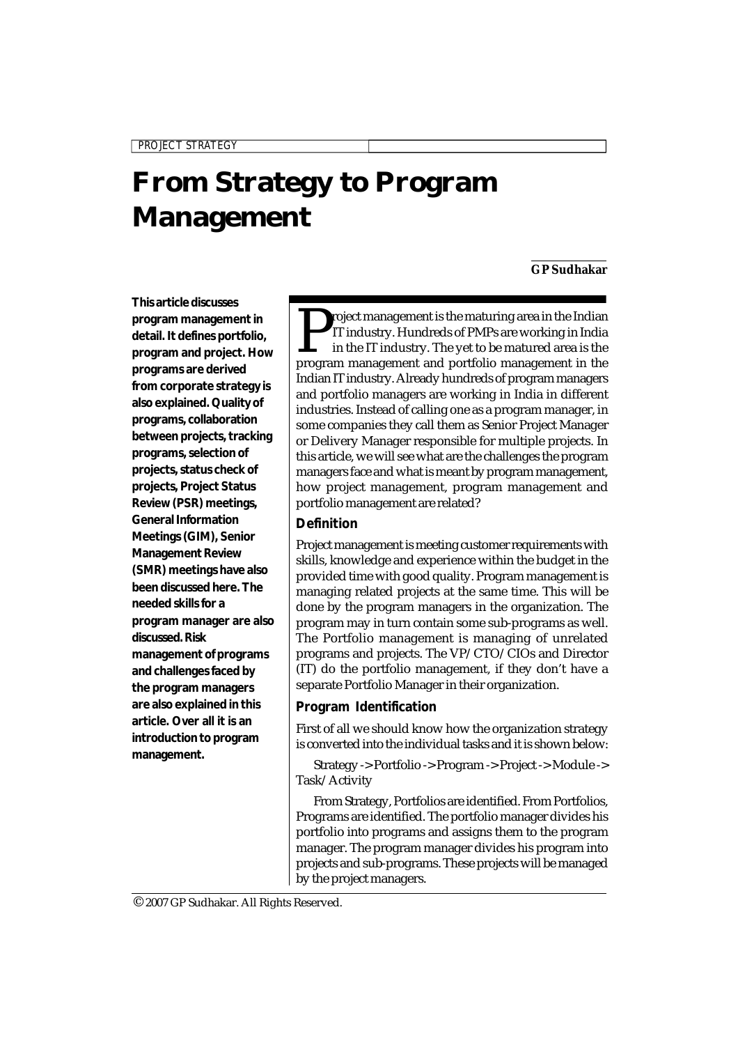PROJECT STRATEGY

# From Strategy to Program Management

**GP Sudhakar**

**This article discusses program management in detail. It defines portfolio, program and project. How programs are derived from corporate strategy is also explained. Quality of programs, collaboration between projects, tracking programs, selection of projects, status check of projects, Project Status Review (PSR) meetings, General Information Meetings (GIM), Senior Management Review (SMR) meetings have also been discussed here. The needed skills for a program manager are also discussed. Risk management of programs and challenges faced by the program managers are also explained in this article. Over all it is an introduction to program management.**

Project management is the maturing area in the Indian IT industry. Hundreds of PMPs are working in India in the IT industry. The yet to be matured area is the program management and portfolio management in the Indian IT industry. Already hundreds of program managers and portfolio managers are working in India in different industries. Instead of calling one as a program manager, in some companies they call them as Senior Project Manager or Delivery Manager responsible for multiple projects. In this article, we will see what are the challenges the program managers face and what is meant by program management, how project management, program management and portfolio management are related?

## Definition

Project management is meeting customer requirements with skills, knowledge and experience within the budget in the provided time with good quality. Program management is managing related projects at the same time. This will be done by the program managers in the organization. The program may in turn contain some sub-programs as well. The Portfolio management is managing of unrelated programs and projects. The VP/CTO/CIOs and Director (IT) do the portfolio management, if they don't have a separate Portfolio Manager in their organization.

## Program Identification

First of all we should know how the organization strategy is converted into the individual tasks and it is shown below:

Strategy -> Portfolio -> Program -> Project -> Module -> Task/Activity

From Strategy, Portfolios are identified. From Portfolios, Programs are identified. The portfolio manager divides his portfolio into programs and assigns them to the program manager. The program manager divides his program into projects and sub-programs. These projects will be managed by the project managers.

© 2007 GP Sudhakar. All Rights Reserved.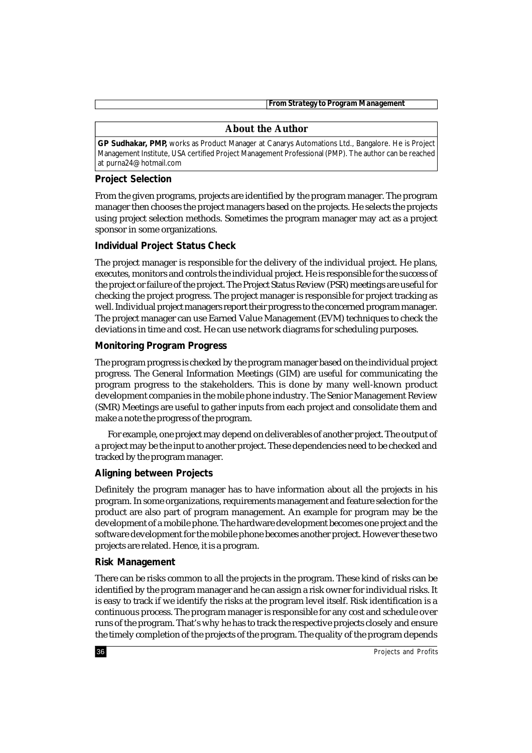## About the Author

**GP Sudhakar, PMP,** works as Product Manager at Canarys Automations Ltd., Bangalore. He is Project Management Institute, USA certified Project Management Professional (PMP). The author can be reached at purna24@hotmail.com

### Project Selection

From the given programs, projects are identified by the program manager. The program manager then chooses the project managers based on the projects. He selects the projects using project selection methods. Sometimes the program manager may act as a project sponsor in some organizations.

### Individual Project Status Check

The project manager is responsible for the delivery of the individual project. He plans, executes, monitors and controls the individual project. He is responsible for the success of the project or failure of the project. The Project Status Review (PSR) meetings are useful for checking the project progress. The project manager is responsible for project tracking as well. Individual project managers report their progress to the concerned program manager. The project manager can use Earned Value Management (EVM) techniques to check the deviations in time and cost. He can use network diagrams for scheduling purposes.

### Monitoring Program Progress

The program progress is checked by the program manager based on the individual project progress. The General Information Meetings (GIM) are useful for communicating the program progress to the stakeholders. This is done by many well-known product development companies in the mobile phone industry. The Senior Management Review (SMR) Meetings are useful to gather inputs from each project and consolidate them and make a note the progress of the program.

For example, one project may depend on deliverables of another project. The output of a project may be the input to another project. These dependencies need to be checked and tracked by the program manager.

### Aligning between Projects

Definitely the program manager has to have information about all the projects in his program. In some organizations, requirements management and feature selection for the product are also part of program management. An example for program may be the development of a mobile phone. The hardware development becomes one project and the software development for the mobile phone becomes another project. However these two projects are related. Hence, it is a program.

### Risk Management

There can be risks common to all the projects in the program. These kind of risks can be identified by the program manager and he can assign a risk owner for individual risks. It is easy to track if we identify the risks at the program level itself. Risk identification is a continuous process. The program manager is responsible for any cost and schedule over runs of the program. That's why he has to track the respective projects closely and ensure the timely completion of the projects of the program. The quality of the program depends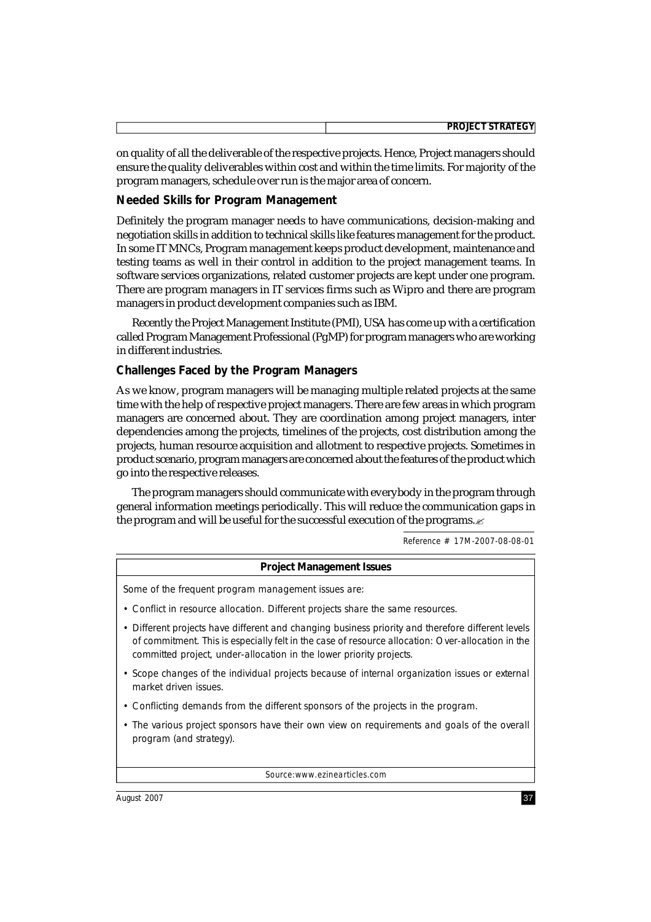on quality of all the deliverable of the respective projects. Hence, Project managers should ensure the quality deliverables within cost and within the time limits. For majority of the program managers, schedule over run is the major area of concern.

### Needed Skills for Program Management

Definitely the program manager needs to have communications, decision-making and negotiation skills in addition to technical skills like features management for the product. In some IT MNCs, Program management keeps product development, maintenance and testing teams as well in their control in addition to the project management teams. In software services organizations, related customer projects are kept under one program. There are program managers in IT services firms such as Wipro and there are program managers in product development companies such as IBM.

Recently the Project Management Institute (PMI), USA has come up with a certification called Program Management Professional (PgMP) for program managers who are working in different industries.

### Challenges Faced by the Program Managers

As we know, program managers will be managing multiple related projects at the same time with the help of respective project managers. There are few areas in which program managers are concerned about. They are coordination among project managers, inter dependencies among the projects, timelines of the projects, cost distribution among the projects, human resource acquisition and allotment to respective projects. Sometimes in product scenario, program managers are concerned about the features of the product which go into the respective releases.

The program managers should communicate with everybody in the program through general information meetings periodically. This will reduce the communication gaps in the program and will be useful for the successful execution of the programs. ✍

Reference # 17M-2007-08-08-01

---

**Project Management Issues**

Some of the frequent program management issues are:

- Conflict in resource allocation. Different projects share the same resources.
- Different projects have different and changing business priority and therefore different levels of commitment. This is especially felt in the case of resource allocation: Over-allocation in the committed project, under-allocation in the lower priority projects.
- Scope changes of the individual projects because of internal organization issues or external market driven issues.
- Conflicting demands from the different sponsors of the projects in the program.
- The various project sponsors have their own view on requirements and goals of the overall program (and strategy).

Source:www.ezinearticles.com